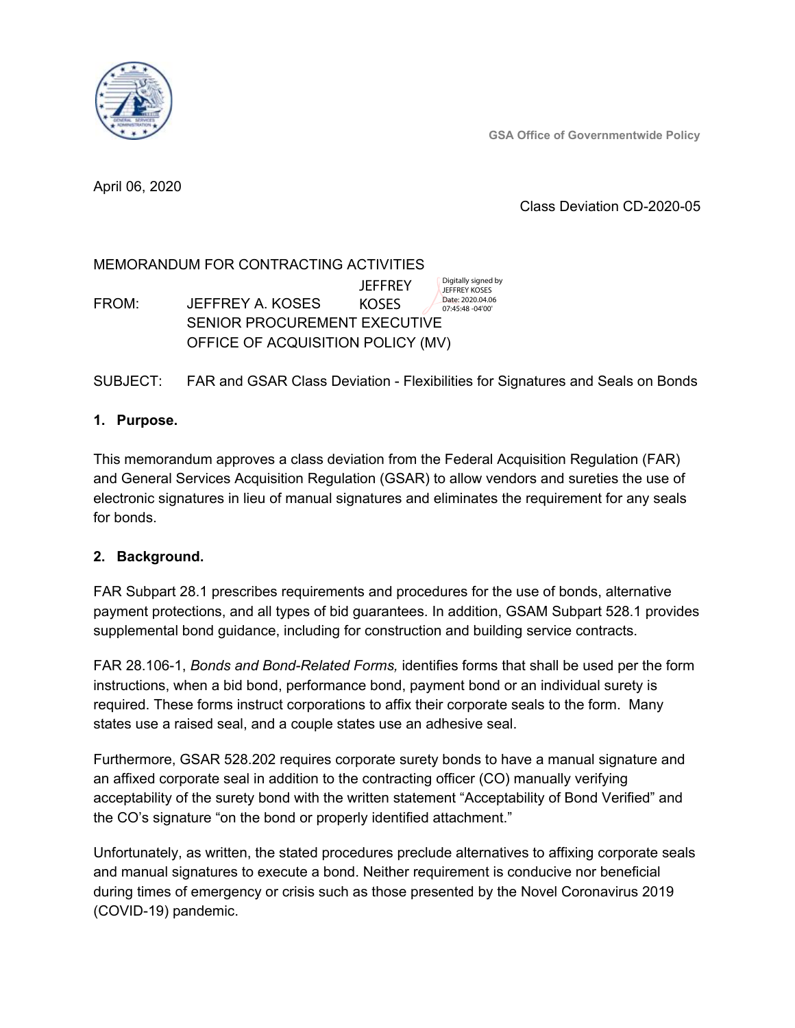GSA Office of Governmentwide Policy

April 06, 2020

Class Deviation CD-2020-05

MEMORANDUM FOR CONTRACTING ACTIVITIES

FROM: JEFFREY A. KOSES
SENIOR PROCUREMENT EXECUTIVE
OFFICE OF ACQUISITION POLICY (MV)

JEFFREY KOSES
Digitally signed by JEFFREY KOSES
Date: 2020.04.06 07:45:48 -04'00'

SUBJECT: FAR and GSAR Class Deviation - Flexibilities for Signatures and Seals on Bonds

**1. Purpose.**

This memorandum approves a class deviation from the Federal Acquisition Regulation (FAR) and General Services Acquisition Regulation (GSAR) to allow vendors and sureties the use of electronic signatures in lieu of manual signatures and eliminates the requirement for any seals for bonds.

**2. Background.**

FAR Subpart 28.1 prescribes requirements and procedures for the use of bonds, alternative payment protections, and all types of bid guarantees. In addition, GSAM Subpart 528.1 provides supplemental bond guidance, including for construction and building service contracts.

FAR 28.106-1, *Bonds and Bond-Related Forms,* identifies forms that shall be used per the form instructions, when a bid bond, performance bond, payment bond or an individual surety is required. These forms instruct corporations to affix their corporate seals to the form. Many states use a raised seal, and a couple states use an adhesive seal.

Furthermore, GSAR 528.202 requires corporate surety bonds to have a manual signature and an affixed corporate seal in addition to the contracting officer (CO) manually verifying acceptability of the surety bond with the written statement "Acceptability of Bond Verified" and the CO's signature "on the bond or properly identified attachment."

Unfortunately, as written, the stated procedures preclude alternatives to affixing corporate seals and manual signatures to execute a bond. Neither requirement is conducive nor beneficial during times of emergency or crisis such as those presented by the Novel Coronavirus 2019 (COVID-19) pandemic.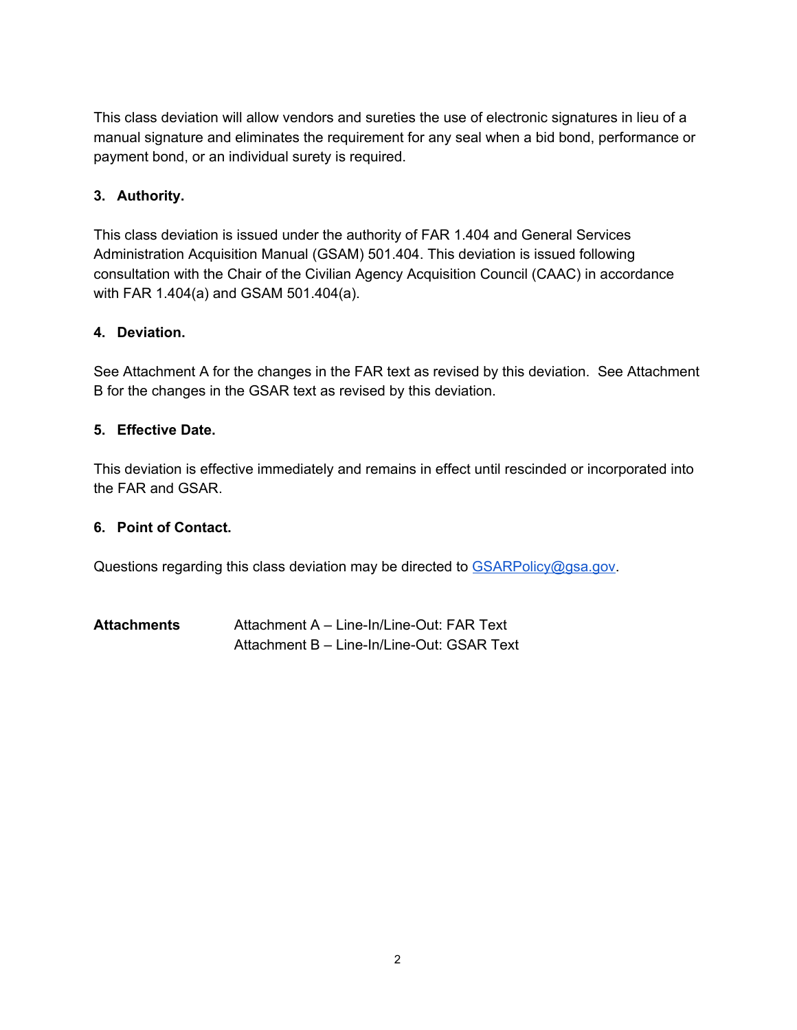This class deviation will allow vendors and sureties the use of electronic signatures in lieu of a manual signature and eliminates the requirement for any seal when a bid bond, performance or payment bond, or an individual surety is required.

**3. Authority.**

This class deviation is issued under the authority of FAR 1.404 and General Services Administration Acquisition Manual (GSAM) 501.404. This deviation is issued following consultation with the Chair of the Civilian Agency Acquisition Council (CAAC) in accordance with FAR 1.404(a) and GSAM 501.404(a).

**4. Deviation.**

See Attachment A for the changes in the FAR text as revised by this deviation. See Attachment B for the changes in the GSAR text as revised by this deviation.

**5. Effective Date.**

This deviation is effective immediately and remains in effect until rescinded or incorporated into the FAR and GSAR.

**6. Point of Contact.**

Questions regarding this class deviation may be directed to GSARPolicy@gsa.gov.

**Attachments**
Attachment A – Line-In/Line-Out: FAR Text
Attachment B – Line-In/Line-Out: GSAR Text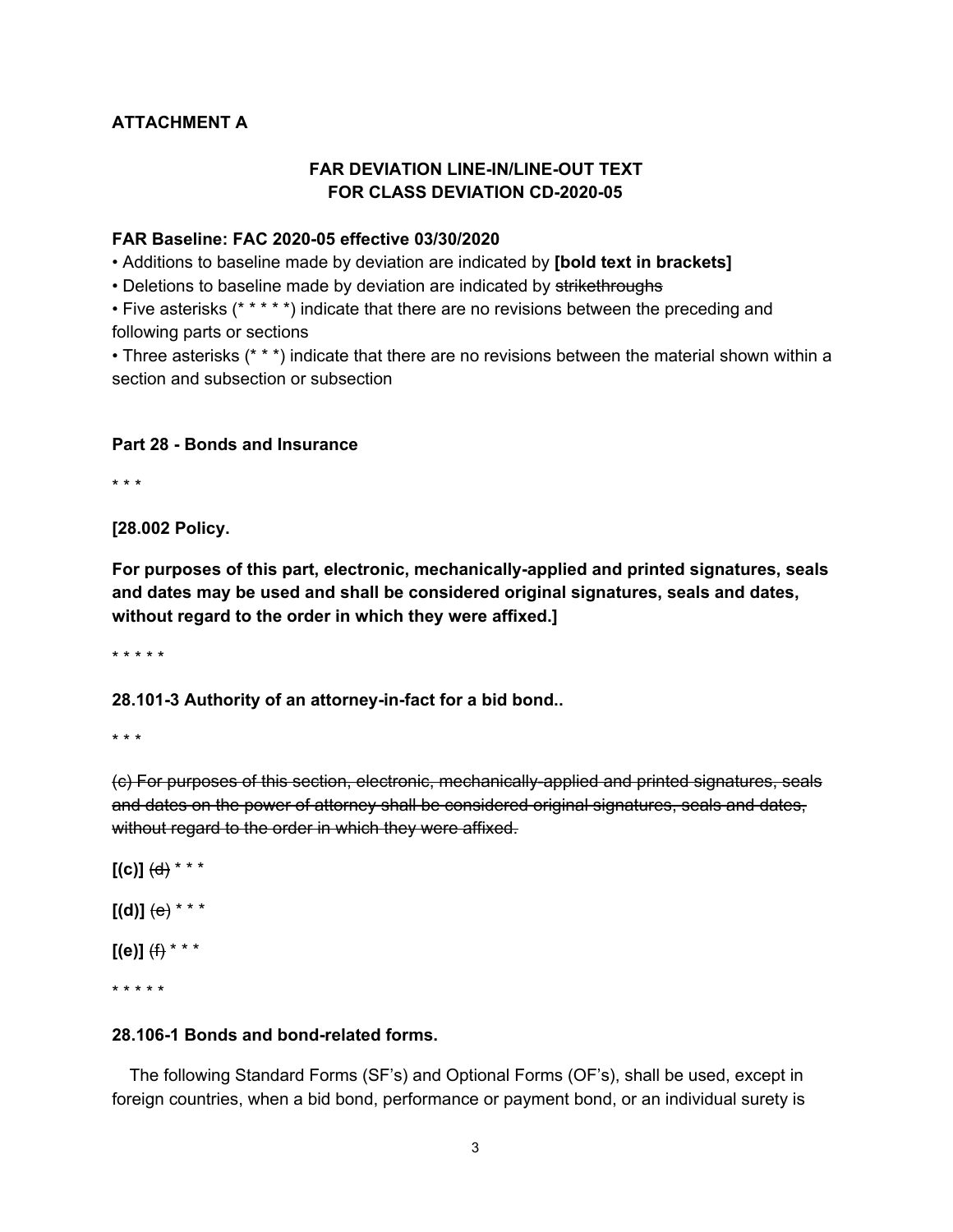**ATTACHMENT A**

**FAR DEVIATION LINE-IN/LINE-OUT TEXT**
**FOR CLASS DEVIATION CD-2020-05**

**FAR Baseline: FAC 2020-05 effective 03/30/2020**

- Additions to baseline made by deviation are indicated by **[bold text in brackets]**
- Deletions to baseline made by deviation are indicated by ~~strikethroughs~~
- Five asterisks (* * * * *) indicate that there are no revisions between the preceding and following parts or sections
- Three asterisks (* * *) indicate that there are no revisions between the material shown within a section and subsection or subsection

**Part 28 - Bonds and Insurance**

\* \* \*

**[28.002 Policy.**

**For purposes of this part, electronic, mechanically-applied and printed signatures, seals and dates may be used and shall be considered original signatures, seals and dates, without regard to the order in which they were affixed.]**

\* \* \* \* \*

**28.101-3 Authority of an attorney-in-fact for a bid bond..**

\* \* \*

~~(c) For purposes of this section, electronic, mechanically-applied and printed signatures, seals and dates on the power of attorney shall be considered original signatures, seals and dates, without regard to the order in which they were affixed.~~

**[(c)]** ~~(d)~~ * * *

**[(d)]** ~~(e)~~ * * *

**[(e)]** ~~(f)~~ * * *

\* \* \* \* \*

**28.106-1 Bonds and bond-related forms.**

The following Standard Forms (SF's) and Optional Forms (OF's), shall be used, except in foreign countries, when a bid bond, performance or payment bond, or an individual surety is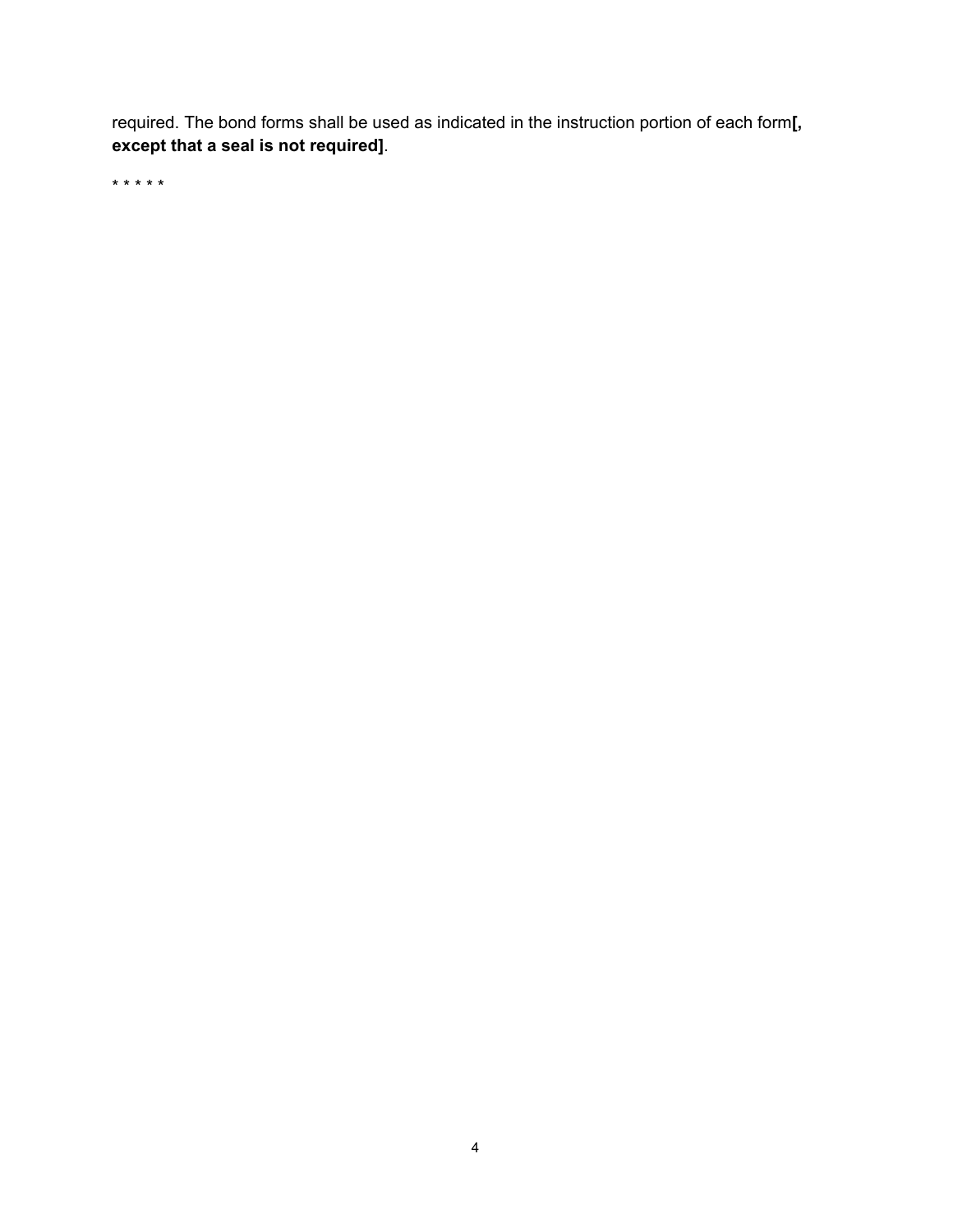required. The bond forms shall be used as indicated in the instruction portion of each form**[, except that a seal is not required]**.

* * * * *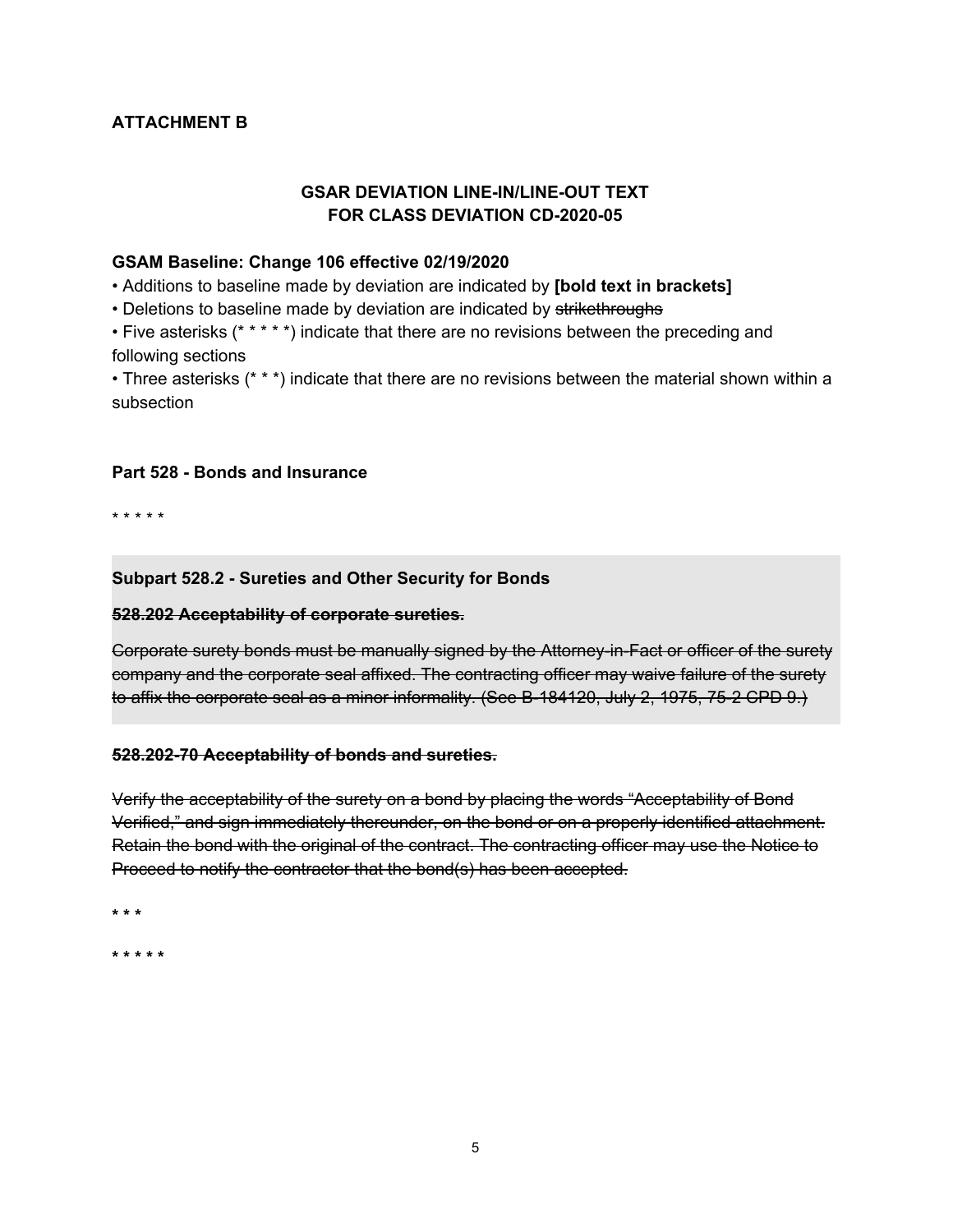**ATTACHMENT B**

**GSAR DEVIATION LINE-IN/LINE-OUT TEXT**
**FOR CLASS DEVIATION CD-2020-05**

**GSAM Baseline: Change 106 effective 02/19/2020**

- Additions to baseline made by deviation are indicated by **[bold text in brackets]**
- Deletions to baseline made by deviation are indicated by ~~strikethroughs~~
- Five asterisks (* * * * *) indicate that there are no revisions between the preceding and following sections
- Three asterisks (* * *) indicate that there are no revisions between the material shown within a subsection

**Part 528 - Bonds and Insurance**

* * * * *

**Subpart 528.2 - Sureties and Other Security for Bonds**

~~**528.202 Acceptability of corporate sureties.**~~

~~Corporate surety bonds must be manually signed by the Attorney-in-Fact or officer of the surety company and the corporate seal affixed. The contracting officer may waive failure of the surety to affix the corporate seal as a minor informality. (See B-184120, July 2, 1975, 75-2 CPD 9.)~~

~~**528.202-70 Acceptability of bonds and sureties.**~~

~~Verify the acceptability of the surety on a bond by placing the words "Acceptability of Bond Verified," and sign immediately thereunder, on the bond or on a properly identified attachment. Retain the bond with the original of the contract. The contracting officer may use the Notice to Proceed to notify the contractor that the bond(s) has been accepted.~~

**\* \* \***

**\* \* \* \* \***